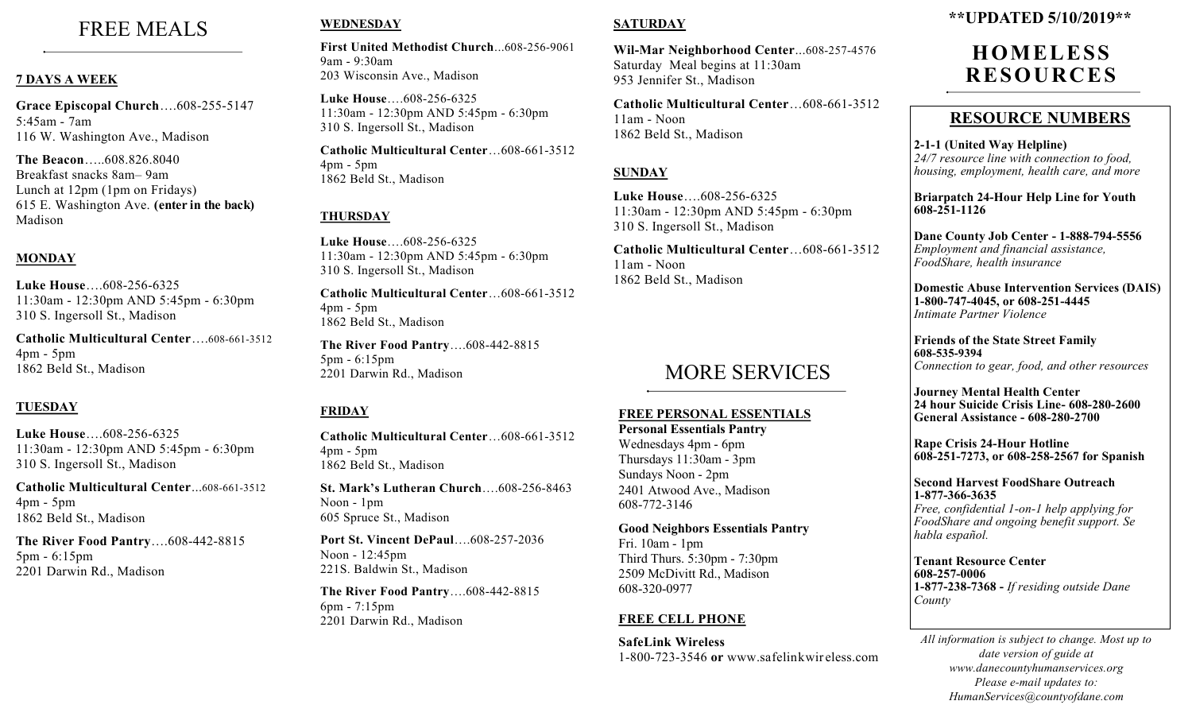# FREE MEALS

### 7 DAYS A WEEK

**Grace Episcopal Church**….608-255-5147
5:45am - 7am
116 W. Washington Ave., Madison

**The Beacon**…..608.826.8040
Breakfast snacks 8am– 9am
Lunch at 12pm (1pm on Fridays)
615 E. Washington Ave. **(enter in the back)**
Madison

### MONDAY

**Luke House**….608-256-6325
11:30am - 12:30pm AND 5:45pm - 6:30pm
310 S. Ingersoll St., Madison

**Catholic Multicultural Center**….608-661-3512
4pm - 5pm
1862 Beld St., Madison

### TUESDAY

**Luke House**….608-256-6325
11:30am - 12:30pm AND 5:45pm - 6:30pm
310 S. Ingersoll St., Madison

**Catholic Multicultural Center**...608-661-3512
4pm - 5pm
1862 Beld St., Madison

**The River Food Pantry**….608-442-8815
5pm - 6:15pm
2201 Darwin Rd., Madison

### WEDNESDAY

**First United Methodist Church**...608-256-9061
9am - 9:30am
203 Wisconsin Ave., Madison

**Luke House**….608-256-6325
11:30am - 12:30pm AND 5:45pm - 6:30pm
310 S. Ingersoll St., Madison

**Catholic Multicultural Center**…608-661-3512
4pm - 5pm
1862 Beld St., Madison

### THURSDAY

**Luke House**….608-256-6325
11:30am - 12:30pm AND 5:45pm - 6:30pm
310 S. Ingersoll St., Madison

**Catholic Multicultural Center**…608-661-3512
4pm - 5pm
1862 Beld St., Madison

**The River Food Pantry**….608-442-8815
5pm - 6:15pm
2201 Darwin Rd., Madison

### FRIDAY

**Catholic Multicultural Center**…608-661-3512
4pm - 5pm
1862 Beld St., Madison

**St. Mark's Lutheran Church**….608-256-8463
Noon - 1pm
605 Spruce St., Madison

**Port St. Vincent DePaul**….608-257-2036
Noon - 12:45pm
221S. Baldwin St., Madison

**The River Food Pantry**….608-442-8815
6pm - 7:15pm
2201 Darwin Rd., Madison

### SATURDAY

**Wil-Mar Neighborhood Center**...608-257-4576
Saturday Meal begins at 11:30am
953 Jennifer St., Madison

**Catholic Multicultural Center**…608-661-3512
11am - Noon
1862 Beld St., Madison

### SUNDAY

**Luke House**….608-256-6325
11:30am - 12:30pm AND 5:45pm - 6:30pm
310 S. Ingersoll St., Madison

**Catholic Multicultural Center**…608-661-3512
11am - Noon
1862 Beld St., Madison

# MORE SERVICES

### FREE PERSONAL ESSENTIALS

**Personal Essentials Pantry**
Wednesdays 4pm - 6pm
Thursdays 11:30am - 3pm
Sundays Noon - 2pm
2401 Atwood Ave., Madison
608-772-3146

**Good Neighbors Essentials Pantry**
Fri. 10am - 1pm
Third Thurs. 5:30pm - 7:30pm
2509 McDivitt Rd., Madison
608-320-0977

### FREE CELL PHONE

**SafeLink Wireless**
1-800-723-3546 **or** www.safelinkwireless.com

**\*\*UPDATED 5/10/2019\*\***

# HOMELESS RESOURCES

## RESOURCE NUMBERS

**2-1-1 (United Way Helpline)**
*24/7 resource line with connection to food, housing, employment, health care, and more*

**Briarpatch 24-Hour Help Line for Youth**
**608-251-1126**

**Dane County Job Center - 1-888-794-5556**
*Employment and financial assistance, FoodShare, health insurance*

**Domestic Abuse Intervention Services (DAIS)**
**1-800-747-4045, or 608-251-4445**
*Intimate Partner Violence*

**Friends of the State Street Family**
**608-535-9394**
*Connection to gear, food, and other resources*

**Journey Mental Health Center**
**24 hour Suicide Crisis Line- 608-280-2600**
**General Assistance - 608-280-2700**

**Rape Crisis 24-Hour Hotline**
**608-251-7273, or 608-258-2567 for Spanish**

**Second Harvest FoodShare Outreach**
**1-877-366-3635**
*Free, confidential 1-on-1 help applying for FoodShare and ongoing benefit support. Se habla español.*

**Tenant Resource Center**
**608-257-0006**
**1-877-238-7368 -** *If residing outside Dane County*

*All information is subject to change. Most up to date version of guide at www.danecountyhumanservices.org Please e-mail updates to: HumanServices@countyofdane.com*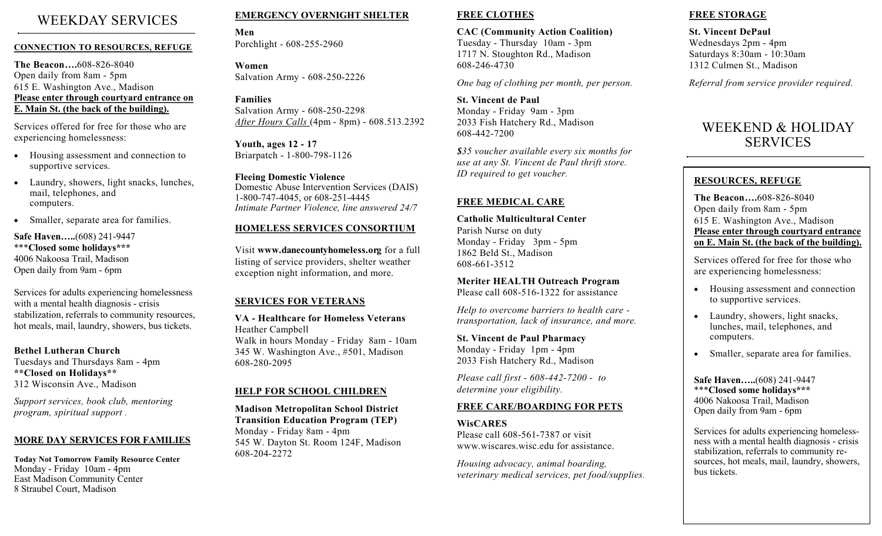# WEEKDAY SERVICES

## CONNECTION TO RESOURCES, REFUGE

**The Beacon….**608-826-8040
Open daily from 8am - 5pm
615 E. Washington Ave., Madison
**Please enter through courtyard entrance on E. Main St. (the back of the building).**

Services offered for free for those who are experiencing homelessness:

- Housing assessment and connection to supportive services.
- Laundry, showers, light snacks, lunches, mail, telephones, and computers.
- Smaller, separate area for families.

**Safe Haven…..**(608) 241-9447
***Closed some holidays***
4006 Nakoosa Trail, Madison
Open daily from 9am - 6pm

Services for adults experiencing homelessness with a mental health diagnosis - crisis stabilization, referrals to community resources, hot meals, mail, laundry, showers, bus tickets.

**Bethel Lutheran Church**
Tuesdays and Thursdays 8am - 4pm
****Closed on Holidays****
312 Wisconsin Ave., Madison

*Support services, book club, mentoring program, spiritual support .*

## MORE DAY SERVICES FOR FAMILIES

**Today Not Tomorrow Family Resource Center**
Monday - Friday 10am - 4pm
East Madison Community Center
8 Straubel Court, Madison

## EMERGENCY OVERNIGHT SHELTER

**Men**
Porchlight - 608-255-2960

**Women**
Salvation Army - 608-250-2226

**Families**
Salvation Army - 608-250-2298
*After Hours Calls* (4pm - 8pm) - 608.513.2392

**Youth, ages 12 - 17**
Briarpatch - 1-800-798-1126

**Fleeing Domestic Violence**
Domestic Abuse Intervention Services (DAIS)
1-800-747-4045, or 608-251-4445
*Intimate Partner Violence, line answered 24/7*

## HOMELESS SERVICES CONSORTIUM

Visit **www.danecountyhomeless.org** for a full listing of service providers, shelter weather exception night information, and more.

## SERVICES FOR VETERANS

**VA - Healthcare for Homeless Veterans**
Heather Campbell
Walk in hours Monday - Friday 8am - 10am
345 W. Washington Ave., #501, Madison
608-280-2095

## HELP FOR SCHOOL CHILDREN

**Madison Metropolitan School District Transition Education Program (TEP)**
Monday - Friday 8am - 4pm
545 W. Dayton St. Room 124F, Madison
608-204-2272

## FREE CLOTHES

**CAC (Community Action Coalition)**
Tuesday - Thursday 10am - 3pm
1717 N. Stoughton Rd., Madison
608-246-4730

*One bag of clothing per month, per person.*

**St. Vincent de Paul**
Monday - Friday 9am - 3pm
2033 Fish Hatchery Rd., Madison
608-442-7200

*$35 voucher available every six months for use at any St. Vincent de Paul thrift store. ID required to get voucher.*

## FREE MEDICAL CARE

**Catholic Multicultural Center**
Parish Nurse on duty
Monday - Friday 3pm - 5pm
1862 Beld St., Madison
608-661-3512

**Meriter HEALTH Outreach Program**
Please call 608-516-1322 for assistance

*Help to overcome barriers to health care - transportation, lack of insurance, and more.*

**St. Vincent de Paul Pharmacy**
Monday - Friday 1pm - 4pm
2033 Fish Hatchery Rd., Madison

*Please call first - 608-442-7200 - to determine your eligibility.*

## FREE CARE/BOARDING FOR PETS

**WisCARES**
Please call 608-561-7387 or visit www.wiscares.wisc.edu for assistance.

*Housing advocacy, animal boarding, veterinary medical services, pet food/supplies.*

## FREE STORAGE

**St. Vincent DePaul**
Wednesdays 2pm - 4pm
Saturdays 8:30am - 10:30am
1312 Culmen St., Madison

*Referral from service provider required.*

# WEEKEND & HOLIDAY SERVICES

## RESOURCES, REFUGE

**The Beacon….**608-826-8040
Open daily from 8am - 5pm
615 E. Washington Ave., Madison
**Please enter through courtyard entrance on E. Main St. (the back of the building).**

Services offered for free for those who are experiencing homelessness:

- Housing assessment and connection to supportive services.
- Laundry, showers, light snacks, lunches, mail, telephones, and computers.
- Smaller, separate area for families.

**Safe Haven…..**(608) 241-9447
***Closed some holidays***
4006 Nakoosa Trail, Madison
Open daily from 9am - 6pm

Services for adults experiencing homelessness with a mental health diagnosis - crisis stabilization, referrals to community resources, hot meals, mail, laundry, showers, bus tickets.